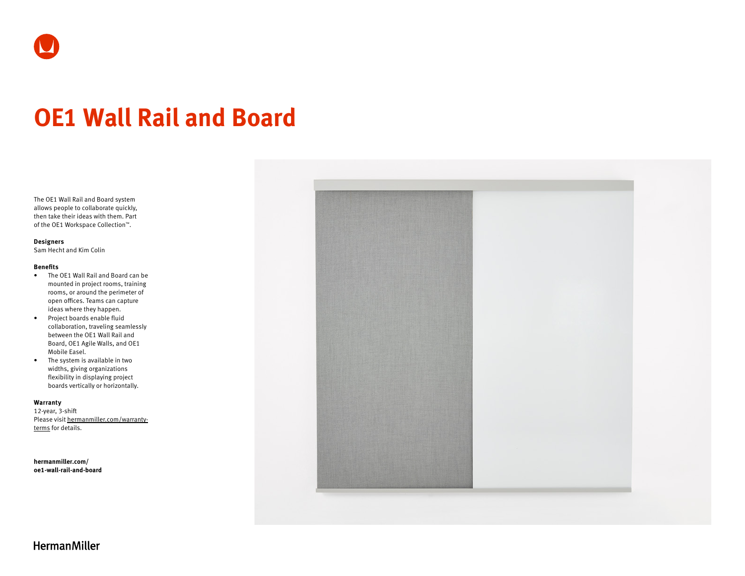# OE1 Wall Rail and Board

The OE1 Wall Rail and Board system allows people to collaborate quickly, then take their ideas with them. Part of the OE1 Workspace Collection™.

**Designers**
Sam Hecht and Kim Colin

**Benefits**

- The OE1 Wall Rail and Board can be mounted in project rooms, training rooms, or around the perimeter of open offices. Teams can capture ideas where they happen.
- Project boards enable fluid collaboration, traveling seamlessly between the OE1 Wall Rail and Board, OE1 Agile Walls, and OE1 Mobile Easel.
- The system is available in two widths, giving organizations flexibility in displaying project boards vertically or horizontally.

**Warranty**
12-year, 3-shift
Please visit hermanmiller.com/warranty-terms for details.

**hermanmiller.com/oe1-wall-rail-and-board**

HermanMiller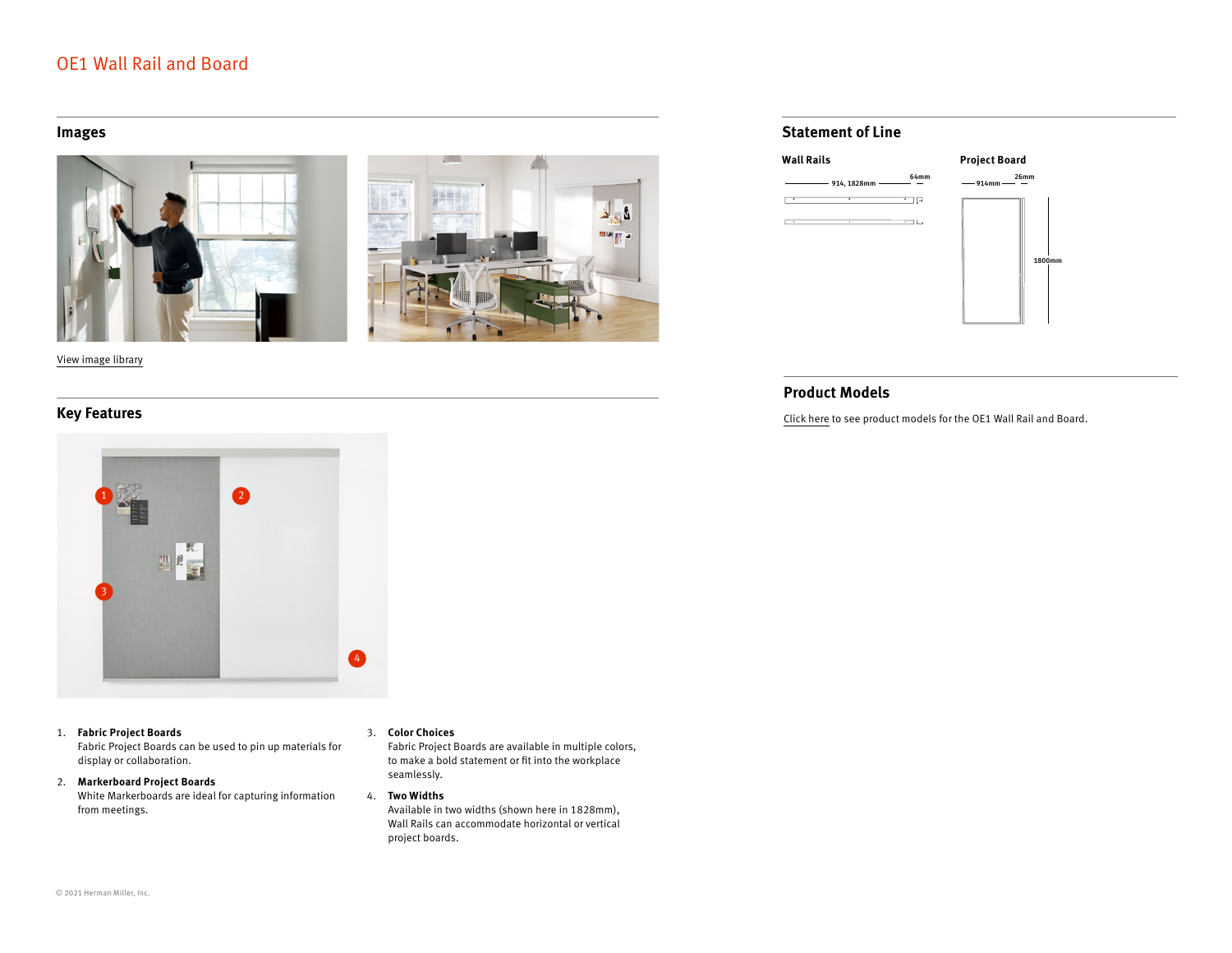# OE1 Wall Rail and Board

## Images

View image library

## Key Features

1
2
3
4

1. **Fabric Project Boards**
   Fabric Project Boards can be used to pin up materials for display or collaboration.
2. **Markerboard Project Boards**
   White Markerboards are ideal for capturing information from meetings.
3. **Color Choices**
   Fabric Project Boards are available in multiple colors, to make a bold statement or fit into the workplace seamlessly.
4. **Two Widths**
   Available in two widths (shown here in 1828mm), Wall Rails can accommodate horizontal or vertical project boards.

## Statement of Line

**Wall Rails**

914, 1828mm
64mm

**Project Board**

914mm
26mm
1800mm

## Product Models

Click here to see product models for the OE1 Wall Rail and Board.

© 2021 Herman Miller, Inc.